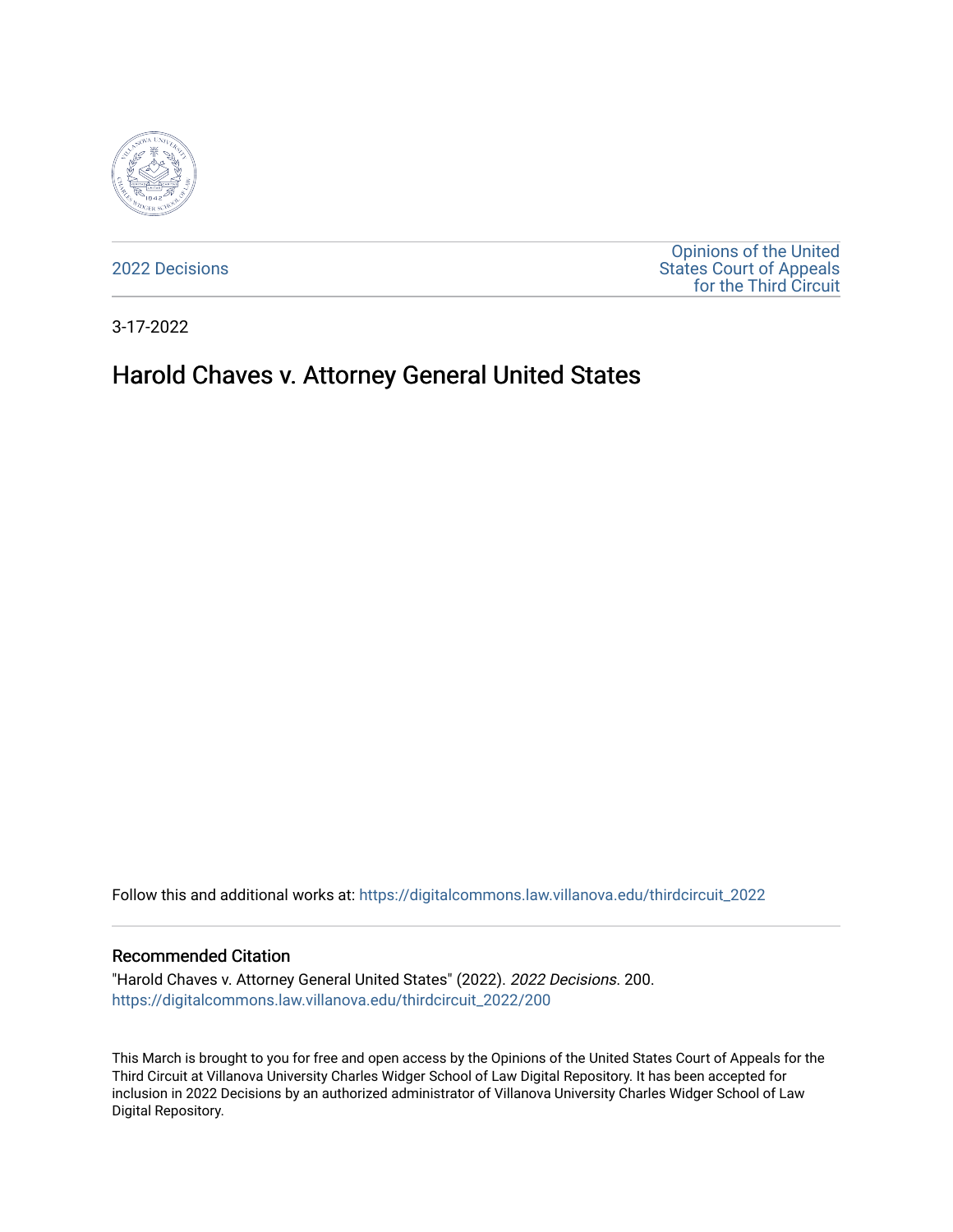2022 Decisions

Opinions of the United States Court of Appeals for the Third Circuit

3-17-2022

# Harold Chaves v. Attorney General United States

Follow this and additional works at: https://digitalcommons.law.villanova.edu/thirdcircuit_2022

## Recommended Citation

"Harold Chaves v. Attorney General United States" (2022). *2022 Decisions*. 200.
https://digitalcommons.law.villanova.edu/thirdcircuit_2022/200

This March is brought to you for free and open access by the Opinions of the United States Court of Appeals for the Third Circuit at Villanova University Charles Widger School of Law Digital Repository. It has been accepted for inclusion in 2022 Decisions by an authorized administrator of Villanova University Charles Widger School of Law Digital Repository.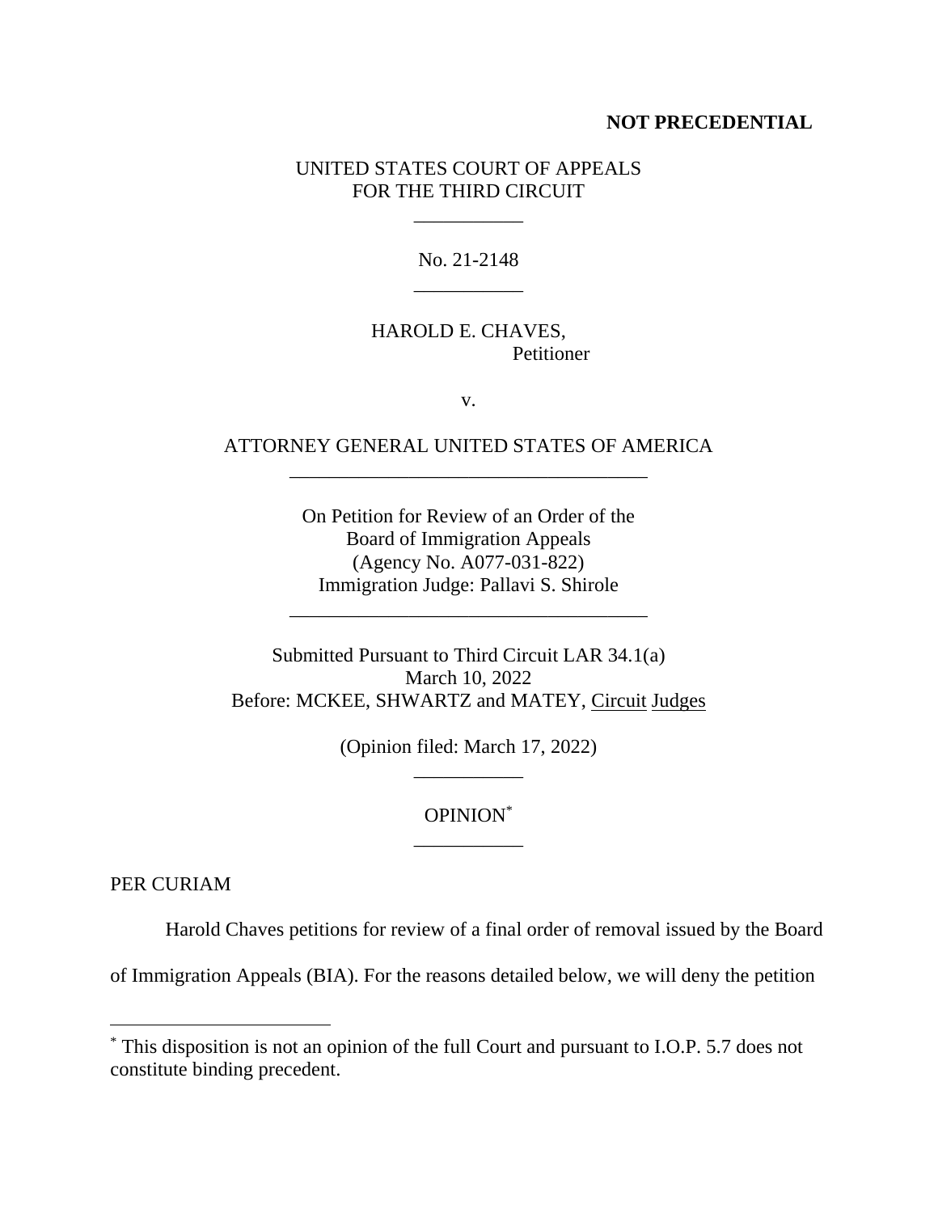**NOT PRECEDENTIAL**

UNITED STATES COURT OF APPEALS
FOR THE THIRD CIRCUIT

\_\_\_\_\_\_\_\_\_\_\_

No. 21-2148

\_\_\_\_\_\_\_\_\_\_\_

HAROLD E. CHAVES,
Petitioner

v.

ATTORNEY GENERAL UNITED STATES OF AMERICA

\_\_\_\_\_\_\_\_\_\_\_\_\_\_\_\_\_\_\_\_\_\_\_\_\_\_\_\_\_\_\_\_\_\_\_\_

On Petition for Review of an Order of the
Board of Immigration Appeals
(Agency No. A077-031-822)
Immigration Judge: Pallavi S. Shirole

\_\_\_\_\_\_\_\_\_\_\_\_\_\_\_\_\_\_\_\_\_\_\_\_\_\_\_\_\_\_\_\_\_\_\_\_

Submitted Pursuant to Third Circuit LAR 34.1(a)
March 10, 2022
Before: MCKEE, SHWARTZ and MATEY, Circuit Judges

(Opinion filed: March 17, 2022)

\_\_\_\_\_\_\_\_\_\_\_

OPINION[*]

\_\_\_\_\_\_\_\_\_\_\_

PER CURIAM

Harold Chaves petitions for review of a final order of removal issued by the Board of Immigration Appeals (BIA). For the reasons detailed below, we will deny the petition

---

[*] This disposition is not an opinion of the full Court and pursuant to I.O.P. 5.7 does not constitute binding precedent.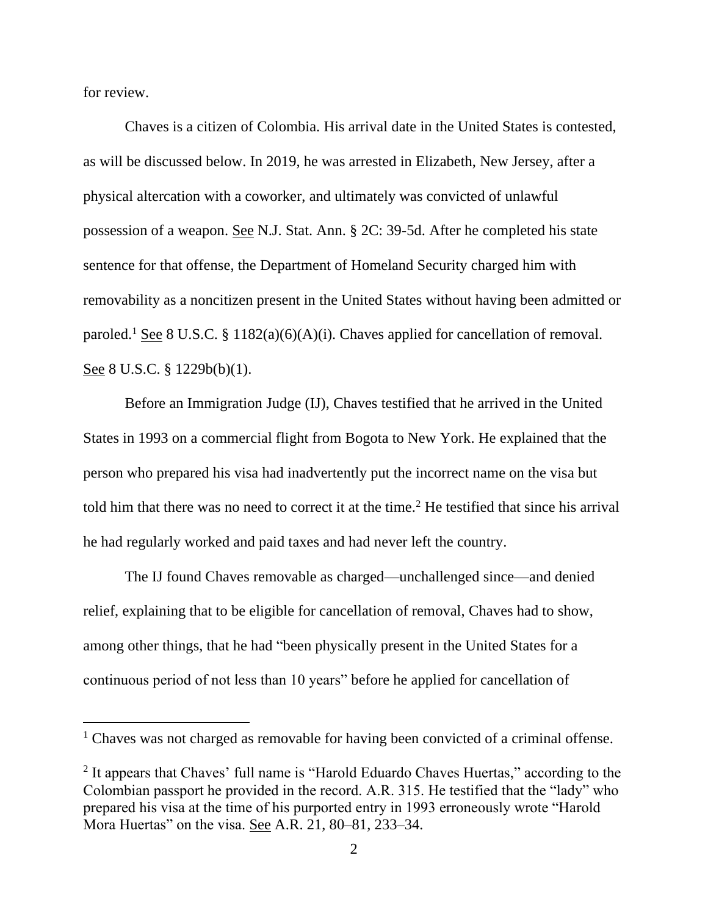for review.

Chaves is a citizen of Colombia. His arrival date in the United States is contested, as will be discussed below. In 2019, he was arrested in Elizabeth, New Jersey, after a physical altercation with a coworker, and ultimately was convicted of unlawful possession of a weapon. See N.J. Stat. Ann. § 2C: 39-5d. After he completed his state sentence for that offense, the Department of Homeland Security charged him with removability as a noncitizen present in the United States without having been admitted or paroled.[1] See 8 U.S.C. § 1182(a)(6)(A)(i). Chaves applied for cancellation of removal. See 8 U.S.C. § 1229b(b)(1).

Before an Immigration Judge (IJ), Chaves testified that he arrived in the United States in 1993 on a commercial flight from Bogota to New York. He explained that the person who prepared his visa had inadvertently put the incorrect name on the visa but told him that there was no need to correct it at the time.[2] He testified that since his arrival he had regularly worked and paid taxes and had never left the country.

The IJ found Chaves removable as charged—unchallenged since—and denied relief, explaining that to be eligible for cancellation of removal, Chaves had to show, among other things, that he had "been physically present in the United States for a continuous period of not less than 10 years" before he applied for cancellation of

[1] Chaves was not charged as removable for having been convicted of a criminal offense.

[2] It appears that Chaves' full name is "Harold Eduardo Chaves Huertas," according to the Colombian passport he provided in the record. A.R. 315. He testified that the "lady" who prepared his visa at the time of his purported entry in 1993 erroneously wrote "Harold Mora Huertas" on the visa. See A.R. 21, 80–81, 233–34.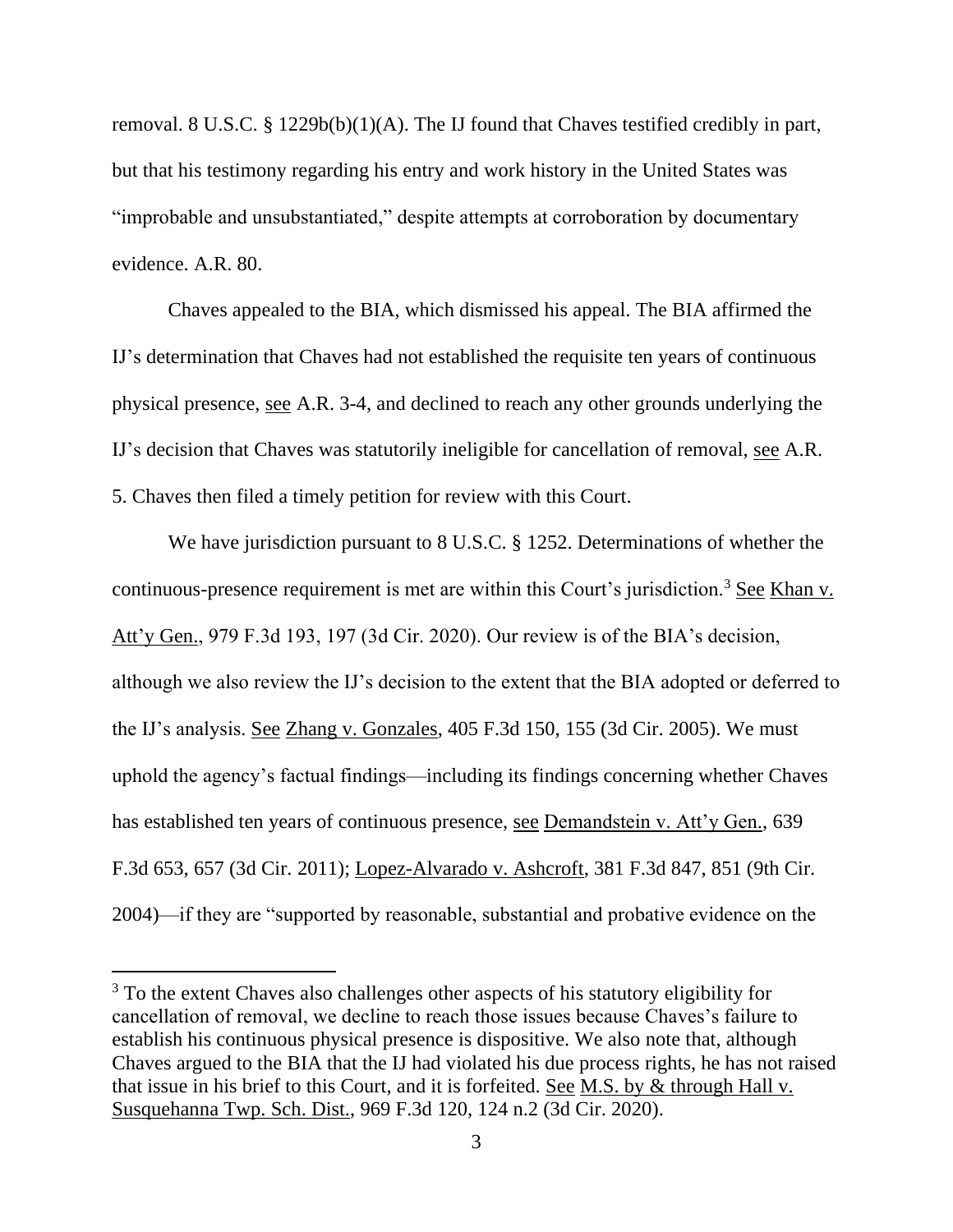removal. 8 U.S.C. § 1229b(b)(1)(A). The IJ found that Chaves testified credibly in part, but that his testimony regarding his entry and work history in the United States was "improbable and unsubstantiated," despite attempts at corroboration by documentary evidence. A.R. 80.

Chaves appealed to the BIA, which dismissed his appeal. The BIA affirmed the IJ's determination that Chaves had not established the requisite ten years of continuous physical presence, see A.R. 3-4, and declined to reach any other grounds underlying the IJ's decision that Chaves was statutorily ineligible for cancellation of removal, see A.R. 5. Chaves then filed a timely petition for review with this Court.

We have jurisdiction pursuant to 8 U.S.C. § 1252. Determinations of whether the continuous-presence requirement is met are within this Court's jurisdiction.[3] See Khan v. Att'y Gen., 979 F.3d 193, 197 (3d Cir. 2020). Our review is of the BIA's decision, although we also review the IJ's decision to the extent that the BIA adopted or deferred to the IJ's analysis. See Zhang v. Gonzales, 405 F.3d 150, 155 (3d Cir. 2005). We must uphold the agency's factual findings—including its findings concerning whether Chaves has established ten years of continuous presence, see Demandstein v. Att'y Gen., 639 F.3d 653, 657 (3d Cir. 2011); Lopez-Alvarado v. Ashcroft, 381 F.3d 847, 851 (9th Cir. 2004)—if they are "supported by reasonable, substantial and probative evidence on the

[3] To the extent Chaves also challenges other aspects of his statutory eligibility for cancellation of removal, we decline to reach those issues because Chaves's failure to establish his continuous physical presence is dispositive. We also note that, although Chaves argued to the BIA that the IJ had violated his due process rights, he has not raised that issue in his brief to this Court, and it is forfeited. See M.S. by & through Hall v. Susquehanna Twp. Sch. Dist., 969 F.3d 120, 124 n.2 (3d Cir. 2020).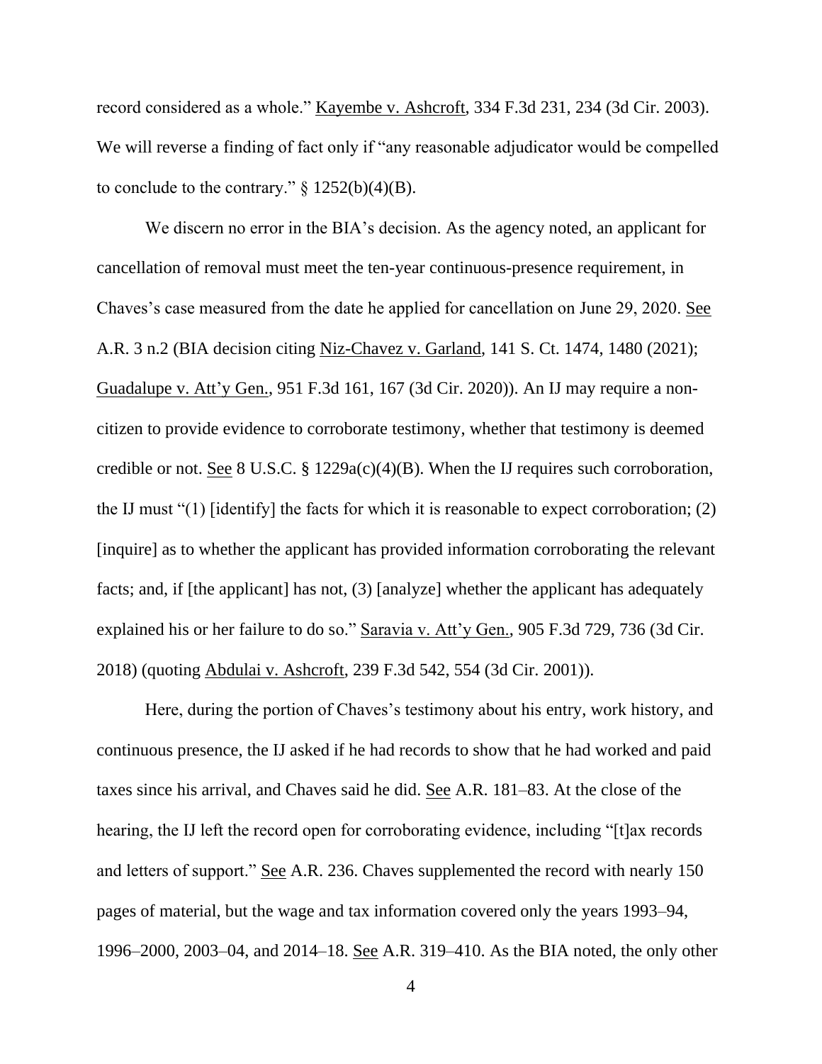record considered as a whole." Kayembe v. Ashcroft, 334 F.3d 231, 234 (3d Cir. 2003). We will reverse a finding of fact only if "any reasonable adjudicator would be compelled to conclude to the contrary." § 1252(b)(4)(B).

We discern no error in the BIA's decision. As the agency noted, an applicant for cancellation of removal must meet the ten-year continuous-presence requirement, in Chaves's case measured from the date he applied for cancellation on June 29, 2020. See A.R. 3 n.2 (BIA decision citing Niz-Chavez v. Garland, 141 S. Ct. 1474, 1480 (2021); Guadalupe v. Att'y Gen., 951 F.3d 161, 167 (3d Cir. 2020)). An IJ may require a non-citizen to provide evidence to corroborate testimony, whether that testimony is deemed credible or not. See 8 U.S.C. § 1229a(c)(4)(B). When the IJ requires such corroboration, the IJ must "(1) [identify] the facts for which it is reasonable to expect corroboration; (2) [inquire] as to whether the applicant has provided information corroborating the relevant facts; and, if [the applicant] has not, (3) [analyze] whether the applicant has adequately explained his or her failure to do so." Saravia v. Att'y Gen., 905 F.3d 729, 736 (3d Cir. 2018) (quoting Abdulai v. Ashcroft, 239 F.3d 542, 554 (3d Cir. 2001)).

Here, during the portion of Chaves's testimony about his entry, work history, and continuous presence, the IJ asked if he had records to show that he had worked and paid taxes since his arrival, and Chaves said he did. See A.R. 181–83. At the close of the hearing, the IJ left the record open for corroborating evidence, including "[t]ax records and letters of support." See A.R. 236. Chaves supplemented the record with nearly 150 pages of material, but the wage and tax information covered only the years 1993–94, 1996–2000, 2003–04, and 2014–18. See A.R. 319–410. As the BIA noted, the only other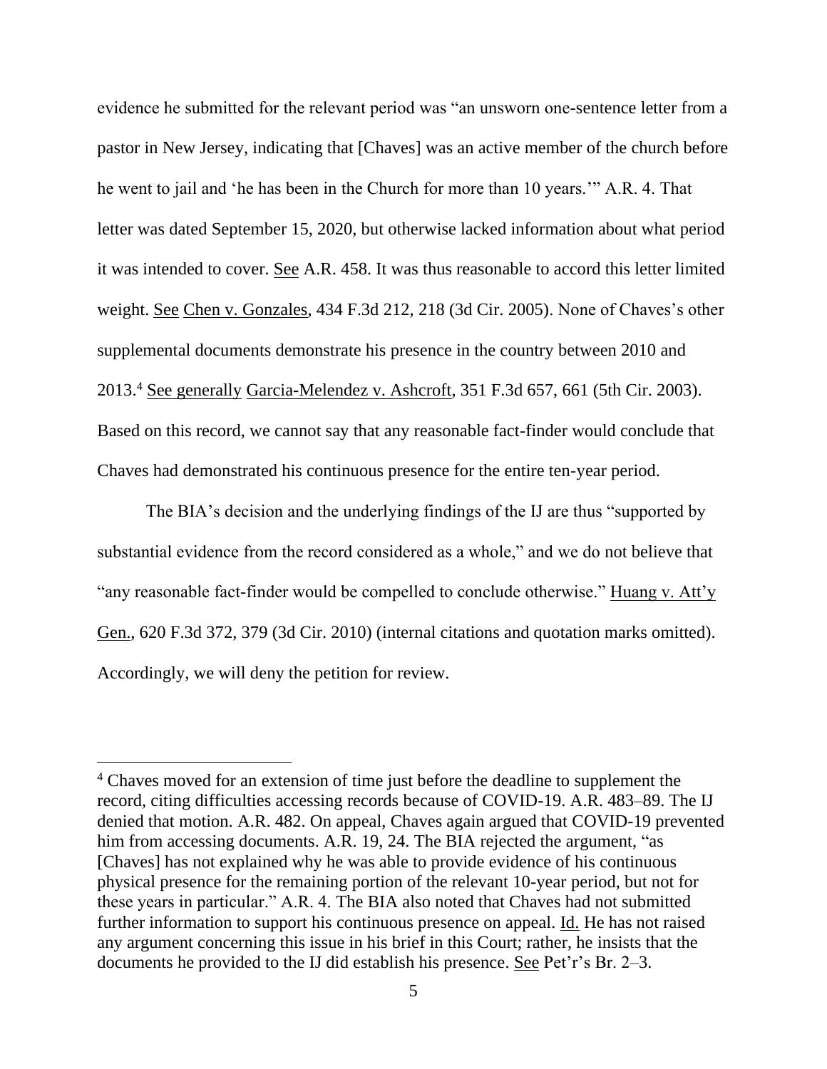evidence he submitted for the relevant period was "an unsworn one-sentence letter from a pastor in New Jersey, indicating that [Chaves] was an active member of the church before he went to jail and 'he has been in the Church for more than 10 years.'" A.R. 4. That letter was dated September 15, 2020, but otherwise lacked information about what period it was intended to cover. See A.R. 458. It was thus reasonable to accord this letter limited weight. See Chen v. Gonzales, 434 F.3d 212, 218 (3d Cir. 2005). None of Chaves's other supplemental documents demonstrate his presence in the country between 2010 and 2013.[4] See generally Garcia-Melendez v. Ashcroft, 351 F.3d 657, 661 (5th Cir. 2003). Based on this record, we cannot say that any reasonable fact-finder would conclude that Chaves had demonstrated his continuous presence for the entire ten-year period.

The BIA's decision and the underlying findings of the IJ are thus "supported by substantial evidence from the record considered as a whole," and we do not believe that "any reasonable fact-finder would be compelled to conclude otherwise." Huang v. Att'y Gen., 620 F.3d 372, 379 (3d Cir. 2010) (internal citations and quotation marks omitted). Accordingly, we will deny the petition for review.

---

[4] Chaves moved for an extension of time just before the deadline to supplement the record, citing difficulties accessing records because of COVID-19. A.R. 483–89. The IJ denied that motion. A.R. 482. On appeal, Chaves again argued that COVID-19 prevented him from accessing documents. A.R. 19, 24. The BIA rejected the argument, "as [Chaves] has not explained why he was able to provide evidence of his continuous physical presence for the remaining portion of the relevant 10-year period, but not for these years in particular." A.R. 4. The BIA also noted that Chaves had not submitted further information to support his continuous presence on appeal. Id. He has not raised any argument concerning this issue in his brief in this Court; rather, he insists that the documents he provided to the IJ did establish his presence. See Pet'r's Br. 2–3.